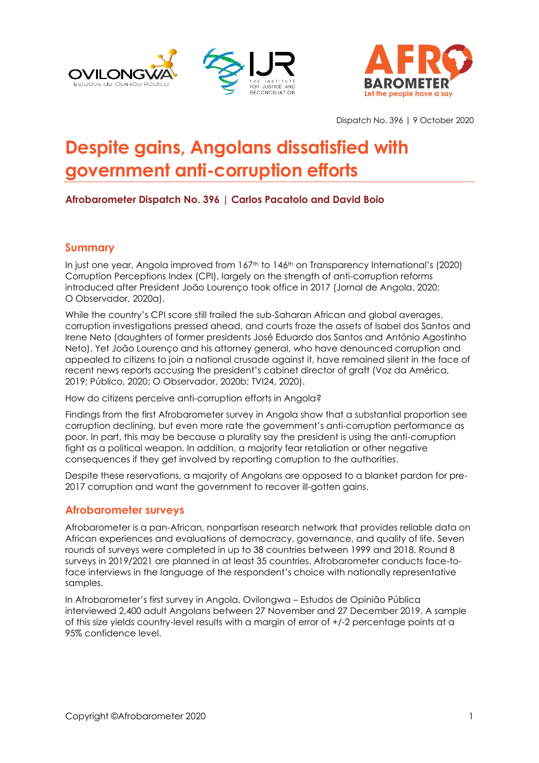Dispatch No. 396 | 9 October 2020

# Despite gains, Angolans dissatisfied with government anti-corruption efforts

**Afrobarometer Dispatch No. 396 | Carlos Pacatolo and David Boio**

## Summary

In just one year, Angola improved from 167th to 146th on Transparency International's (2020) Corruption Perceptions Index (CPI), largely on the strength of anti-corruption reforms introduced after President João Lourenço took office in 2017 (Jornal de Angola, 2020; O Observador, 2020a).

While the country's CPI score still trailed the sub-Saharan African and global averages, corruption investigations pressed ahead, and courts froze the assets of Isabel dos Santos and Irene Neto (daughters of former presidents José Eduardo dos Santos and António Agostinho Neto). Yet João Lourenço and his attorney general, who have denounced corruption and appealed to citizens to join a national crusade against it, have remained silent in the face of recent news reports accusing the president's cabinet director of graft (Voz da América, 2019; Público, 2020; O Observador, 2020b; TVI24, 2020).

How do citizens perceive anti-corruption efforts in Angola?

Findings from the first Afrobarometer survey in Angola show that a substantial proportion see corruption declining, but even more rate the government's anti-corruption performance as poor. In part, this may be because a plurality say the president is using the anti-corruption fight as a political weapon. In addition, a majority fear retaliation or other negative consequences if they get involved by reporting corruption to the authorities.

Despite these reservations, a majority of Angolans are opposed to a blanket pardon for pre-2017 corruption and want the government to recover ill-gotten gains.

## Afrobarometer surveys

Afrobarometer is a pan-African, nonpartisan research network that provides reliable data on African experiences and evaluations of democracy, governance, and quality of life. Seven rounds of surveys were completed in up to 38 countries between 1999 and 2018. Round 8 surveys in 2019/2021 are planned in at least 35 countries. Afrobarometer conducts face-to-face interviews in the language of the respondent's choice with nationally representative samples.

In Afrobarometer's first survey in Angola, Ovilongwa – Estudos de Opinião Pública interviewed 2,400 adult Angolans between 27 November and 27 December 2019. A sample of this size yields country-level results with a margin of error of +/-2 percentage points at a 95% confidence level.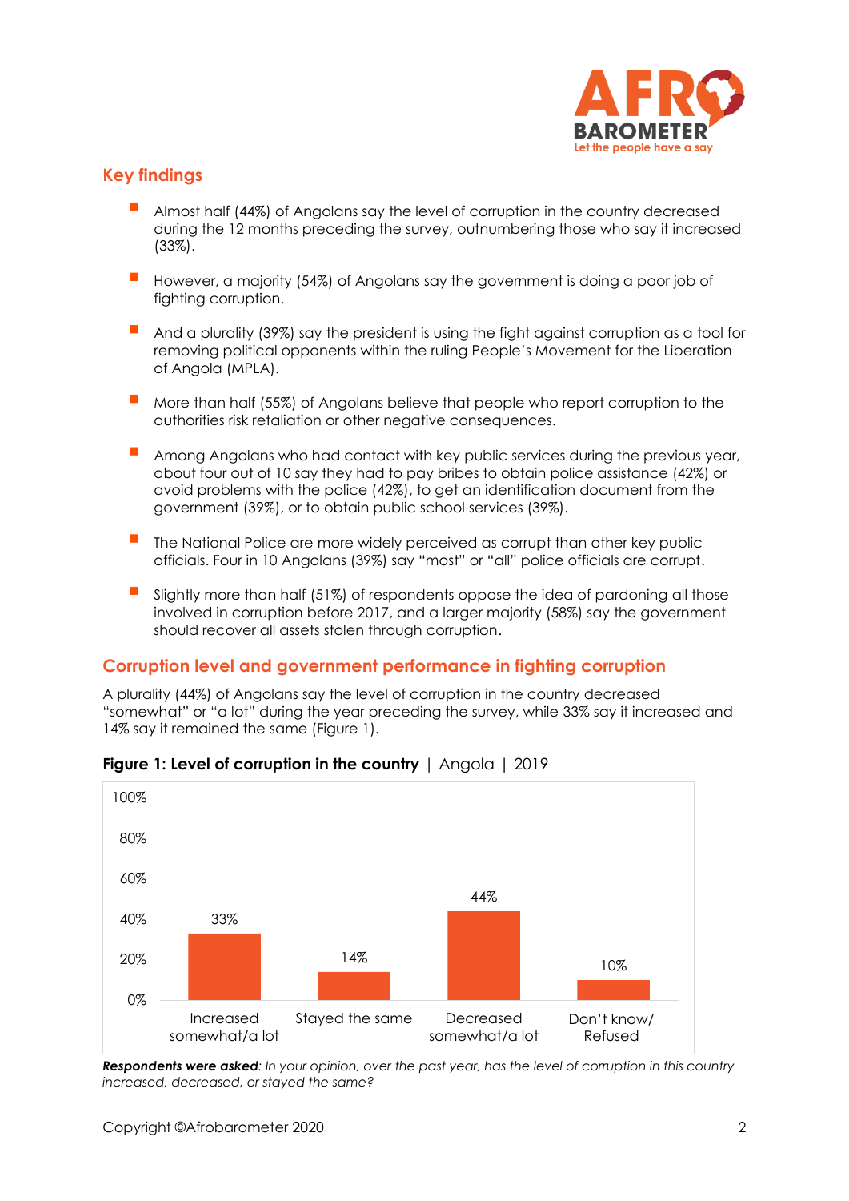## Key findings

- Almost half (44%) of Angolans say the level of corruption in the country decreased during the 12 months preceding the survey, outnumbering those who say it increased (33%).
- However, a majority (54%) of Angolans say the government is doing a poor job of fighting corruption.
- And a plurality (39%) say the president is using the fight against corruption as a tool for removing political opponents within the ruling People's Movement for the Liberation of Angola (MPLA).
- More than half (55%) of Angolans believe that people who report corruption to the authorities risk retaliation or other negative consequences.
- Among Angolans who had contact with key public services during the previous year, about four out of 10 say they had to pay bribes to obtain police assistance (42%) or avoid problems with the police (42%), to get an identification document from the government (39%), or to obtain public school services (39%).
- The National Police are more widely perceived as corrupt than other key public officials. Four in 10 Angolans (39%) say "most" or "all" police officials are corrupt.
- Slightly more than half (51%) of respondents oppose the idea of pardoning all those involved in corruption before 2017, and a larger majority (58%) say the government should recover all assets stolen through corruption.

## Corruption level and government performance in fighting corruption

A plurality (44%) of Angolans say the level of corruption in the country decreased "somewhat" or "a lot" during the year preceding the survey, while 33% say it increased and 14% say it remained the same (Figure 1).

**Figure 1: Level of corruption in the country** | Angola | 2019

| Response | Percentage |
|---|---|
| Increased somewhat/a lot | 33% |
| Stayed the same | 14% |
| Decreased somewhat/a lot | 44% |
| Don't know/ Refused | 10% |

***Respondents were asked****: In your opinion, over the past year, has the level of corruption in this country increased, decreased, or stayed the same?*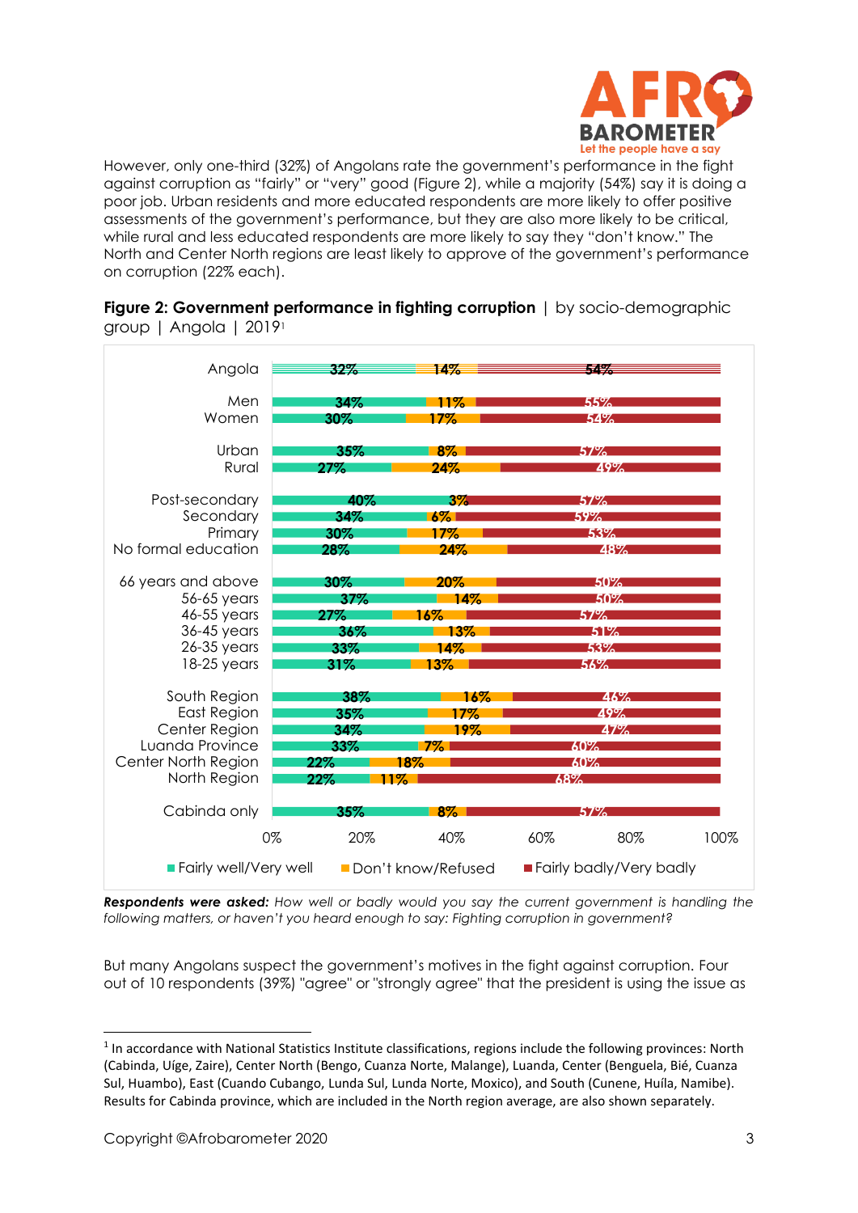However, only one-third (32%) of Angolans rate the government's performance in the fight against corruption as "fairly" or "very" good (Figure 2), while a majority (54%) say it is doing a poor job. Urban residents and more educated respondents are more likely to offer positive assessments of the government's performance, but they are also more likely to be critical, while rural and less educated respondents are more likely to say they "don't know." The North and Center North regions are least likely to approve of the government's performance on corruption (22% each).

**Figure 2: Government performance in fighting corruption** | by socio-demographic group | Angola | 2019[1]

| | Fairly well/Very well | Don't know/Refused | Fairly badly/Very badly |
|---|---|---|---|
| Angola | 32% | 14% | 54% |
| Men | 34% | 11% | 55% |
| Women | 30% | 17% | 54% |
| Urban | 35% | 8% | 57% |
| Rural | 27% | 24% | 49% |
| Post-secondary | 40% | 3% | 57% |
| Secondary | 34% | 6% | 59% |
| Primary | 30% | 17% | 53% |
| No formal education | 28% | 24% | 48% |
| 66 years and above | 30% | 20% | 50% |
| 56-65 years | 37% | 14% | 50% |
| 46-55 years | 27% | 16% | 57% |
| 36-45 years | 36% | 13% | 51% |
| 26-35 years | 33% | 14% | 53% |
| 18-25 years | 31% | 13% | 56% |
| South Region | 38% | 16% | 46% |
| East Region | 35% | 17% | 49% |
| Center Region | 34% | 19% | 47% |
| Luanda Province | 33% | 7% | 60% |
| Center North Region | 22% | 18% | 60% |
| North Region | 22% | 11% | 68% |
| Cabinda only | 35% | 8% | 57% |

***Respondents were asked:*** *How well or badly would you say the current government is handling the following matters, or haven't you heard enough to say: Fighting corruption in government?*

But many Angolans suspect the government's motives in the fight against corruption. Four out of 10 respondents (39%) "agree" or "strongly agree" that the president is using the issue as

[1] In accordance with National Statistics Institute classifications, regions include the following provinces: North (Cabinda, Uíge, Zaire), Center North (Bengo, Cuanza Norte, Malange), Luanda, Center (Benguela, Bié, Cuanza Sul, Huambo), East (Cuando Cubango, Lunda Sul, Lunda Norte, Mexico), and South (Cunene, Huíla, Namibe). Results for Cabinda province, which are included in the North region average, are also shown separately.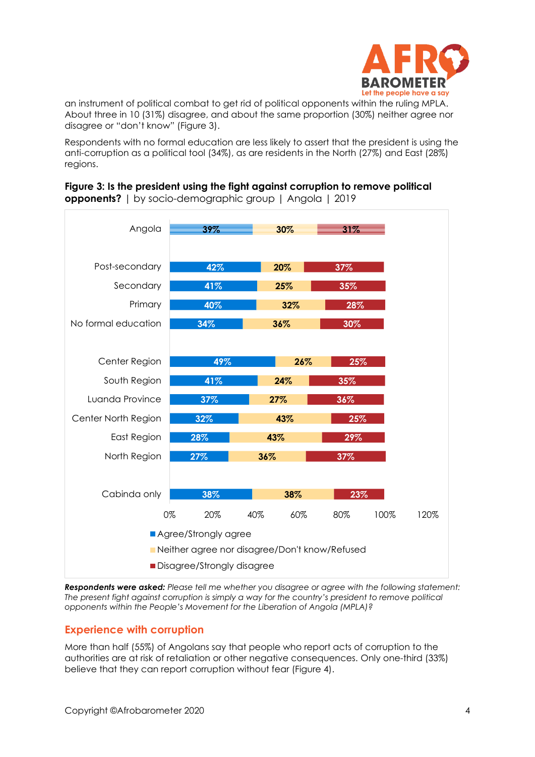an instrument of political combat to get rid of political opponents within the ruling MPLA. About three in 10 (31%) disagree, and about the same proportion (30%) neither agree nor disagree or "don't know" (Figure 3).

Respondents with no formal education are less likely to assert that the president is using the anti-corruption as a political tool (34%), as are residents in the North (27%) and East (28%) regions.

**Figure 3: Is the president using the fight against corruption to remove political opponents?** | by socio-demographic group | Angola | 2019

| | Agree/Strongly agree | Neither agree nor disagree/Don't know/Refused | Disagree/Strongly disagree |
|---|---|---|---|
| Angola | 39% | 30% | 31% |
| Post-secondary | 42% | 20% | 37% |
| Secondary | 41% | 25% | 35% |
| Primary | 40% | 32% | 28% |
| No formal education | 34% | 36% | 30% |
| Center Region | 49% | 26% | 25% |
| South Region | 41% | 24% | 35% |
| Luanda Province | 37% | 27% | 36% |
| Center North Region | 32% | 43% | 25% |
| East Region | 28% | 43% | 29% |
| North Region | 27% | 36% | 37% |
| Cabinda only | 38% | 38% | 23% |

***Respondents were asked:*** *Please tell me whether you disagree or agree with the following statement: The present fight against corruption is simply a way for the country's president to remove political opponents within the People's Movement for the Liberation of Angola (MPLA)?*

## Experience with corruption

More than half (55%) of Angolans say that people who report acts of corruption to the authorities are at risk of retaliation or other negative consequences. Only one-third (33%) believe that they can report corruption without fear (Figure 4).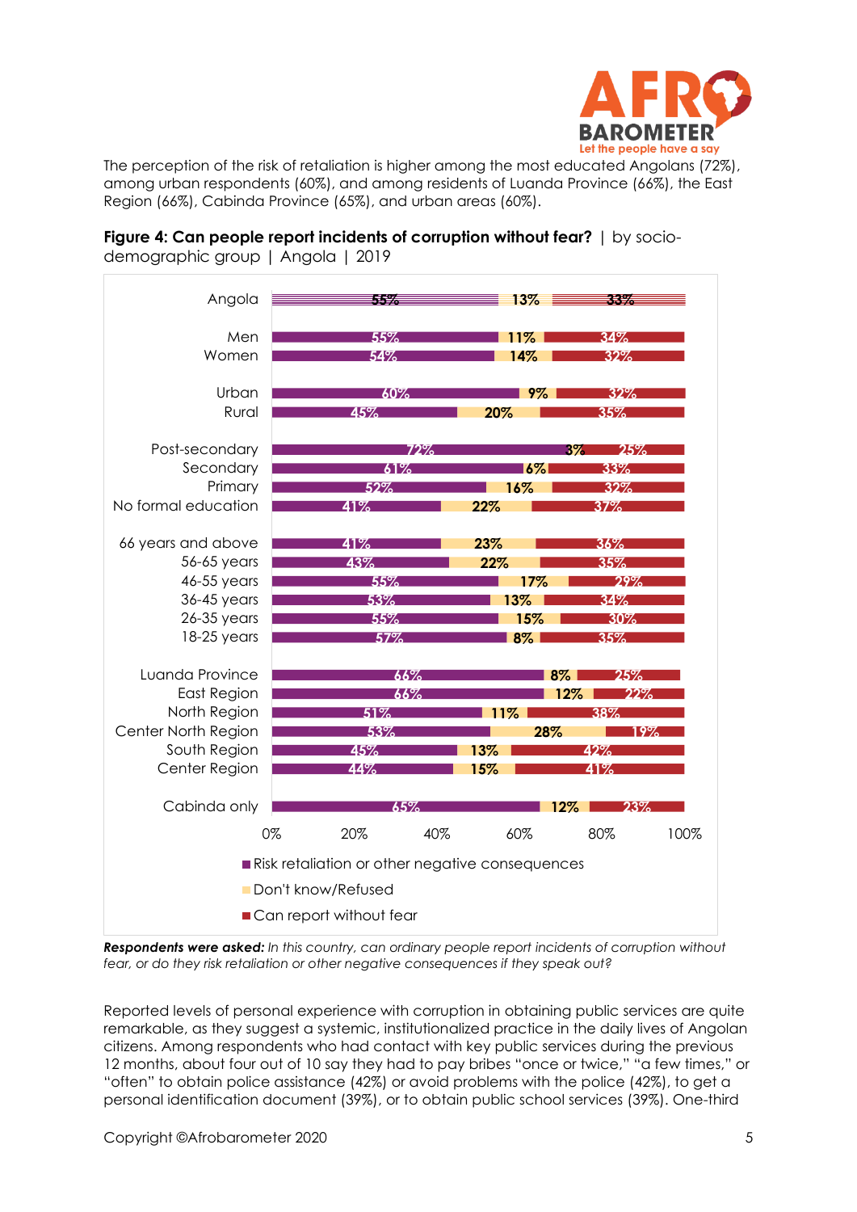The perception of the risk of retaliation is higher among the most educated Angolans (72%), among urban respondents (60%), and among residents of Luanda Province (66%), the East Region (66%), Cabinda Province (65%), and urban areas (60%).

**Figure 4: Can people report incidents of corruption without fear?** | by socio-demographic group | Angola | 2019

| | Risk retaliation or other negative consequences | Don't know/Refused | Can report without fear |
|---|---|---|---|
| Angola | 55% | 13% | 33% |
| Men | 55% | 11% | 34% |
| Women | 54% | 14% | 32% |
| Urban | 60% | 9% | 32% |
| Rural | 45% | 20% | 35% |
| Post-secondary | 72% | 3% | 25% |
| Secondary | 61% | 6% | 33% |
| Primary | 52% | 16% | 32% |
| No formal education | 41% | 22% | 37% |
| 66 years and above | 41% | 23% | 36% |
| 56-65 years | 43% | 22% | 35% |
| 46-55 years | 55% | 17% | 29% |
| 36-45 years | 53% | 13% | 34% |
| 26-35 years | 55% | 15% | 30% |
| 18-25 years | 57% | 8% | 35% |
| Luanda Province | 66% | 8% | 25% |
| East Region | 66% | 12% | 22% |
| North Region | 51% | 11% | 38% |
| Center North Region | 53% | 28% | 19% |
| South Region | 45% | 13% | 42% |
| Center Region | 44% | 15% | 41% |
| Cabinda only | 65% | 12% | 23% |

***Respondents were asked:*** *In this country, can ordinary people report incidents of corruption without fear, or do they risk retaliation or other negative consequences if they speak out?*

Reported levels of personal experience with corruption in obtaining public services are quite remarkable, as they suggest a systemic, institutionalized practice in the daily lives of Angolan citizens. Among respondents who had contact with key public services during the previous 12 months, about four out of 10 say they had to pay bribes "once or twice," "a few times," or "often" to obtain police assistance (42%) or avoid problems with the police (42%), to get a personal identification document (39%), or to obtain public school services (39%). One-third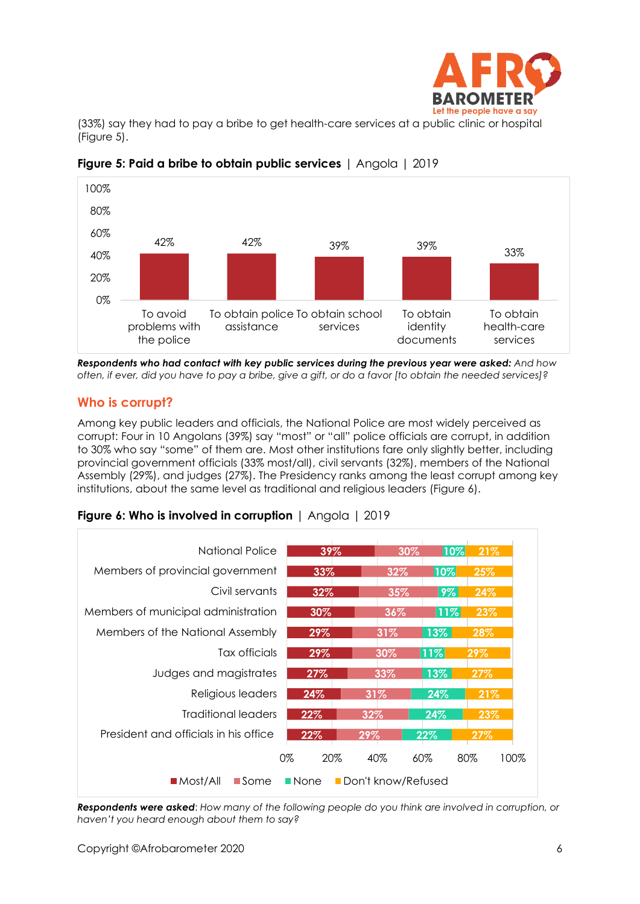(33%) say they had to pay a bribe to get health-care services at a public clinic or hospital (Figure 5).

**Figure 5: Paid a bribe to obtain public services** | Angola | 2019

| | Paid a bribe |
|---|---|
| To avoid problems with the police | 42% |
| To obtain police assistance | 42% |
| To obtain school services | 39% |
| To obtain identity documents | 39% |
| To obtain health-care services | 33% |

***Respondents who had contact with key public services during the previous year were asked:*** *And how often, if ever, did you have to pay a bribe, give a gift, or do a favor [to obtain the needed services]?*

## Who is corrupt?

Among key public leaders and officials, the National Police are most widely perceived as corrupt: Four in 10 Angolans (39%) say "most" or "all" police officials are corrupt, in addition to 30% who say "some" of them are. Most other institutions fare only slightly better, including provincial government officials (33% most/all), civil servants (32%), members of the National Assembly (29%), and judges (27%). The Presidency ranks among the least corrupt among key institutions, about the same level as traditional and religious leaders (Figure 6).

**Figure 6: Who is involved in corruption** | Angola | 2019

| | Most/All | Some | None | Don't know/Refused |
|---|---|---|---|---|
| National Police | 39% | 30% | 10% | 21% |
| Members of provincial government | 33% | 32% | 10% | 25% |
| Civil servants | 32% | 35% | 9% | 24% |
| Members of municipal administration | 30% | 36% | 11% | 23% |
| Members of the National Assembly | 29% | 31% | 13% | 28% |
| Tax officials | 29% | 30% | 11% | 29% |
| Judges and magistrates | 27% | 33% | 13% | 27% |
| Religious leaders | 24% | 31% | 24% | 21% |
| Traditional leaders | 22% | 32% | 24% | 23% |
| President and officials in his office | 22% | 29% | 22% | 27% |

***Respondents were asked***: *How many of the following people do you think are involved in corruption, or haven't you heard enough about them to say?*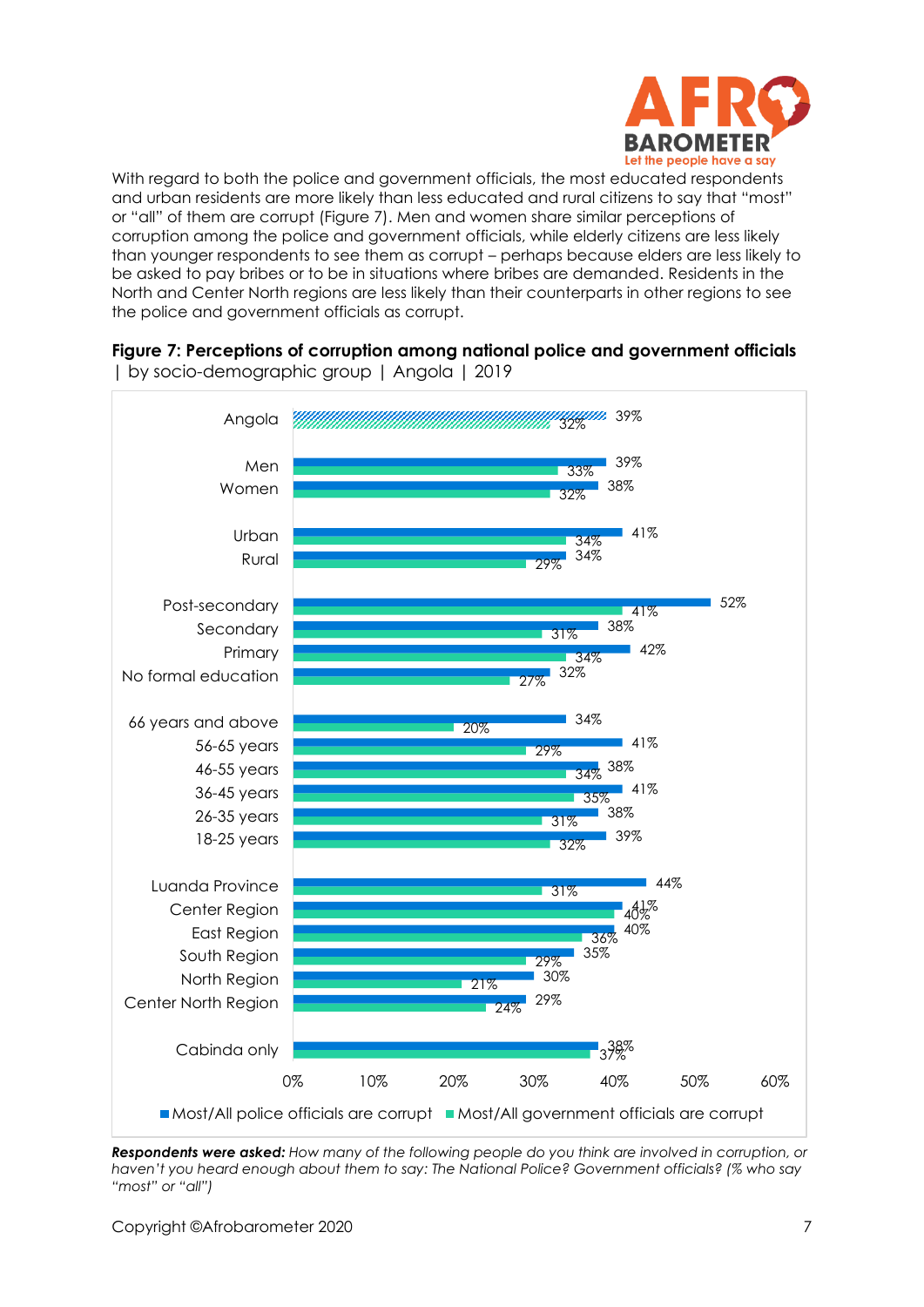With regard to both the police and government officials, the most educated respondents and urban residents are more likely than less educated and rural citizens to say that "most" or "all" of them are corrupt (Figure 7). Men and women share similar perceptions of corruption among the police and government officials, while elderly citizens are less likely than younger respondents to see them as corrupt – perhaps because elders are less likely to be asked to pay bribes or to be in situations where bribes are demanded. Residents in the North and Center North regions are less likely than their counterparts in other regions to see the police and government officials as corrupt.

**Figure 7: Perceptions of corruption among national police and government officials** | by socio-demographic group | Angola | 2019

| | Most/All police officials are corrupt | Most/All government officials are corrupt |
|---|---|---|
| Angola | 39% | 32% |
| Men | 39% | 33% |
| Women | 38% | 32% |
| Urban | 41% | 34% |
| Rural | 34% | 29% |
| Post-secondary | 52% | 41% |
| Secondary | 38% | 31% |
| Primary | 42% | 34% |
| No formal education | 32% | 27% |
| 66 years and above | 34% | 20% |
| 56-65 years | 41% | 29% |
| 46-55 years | 38% | 34% |
| 36-45 years | 41% | 35% |
| 26-35 years | 38% | 31% |
| 18-25 years | 39% | 32% |
| Luanda Province | 44% | 31% |
| Center Region | 41% | 40% |
| East Region | 40% | 36% |
| South Region | 35% | 29% |
| North Region | 30% | 21% |
| Center North Region | 29% | 24% |
| Cabinda only | 38% | 37% |

***Respondents were asked:*** *How many of the following people do you think are involved in corruption, or haven't you heard enough about them to say: The National Police? Government officials? (% who say "most" or "all")*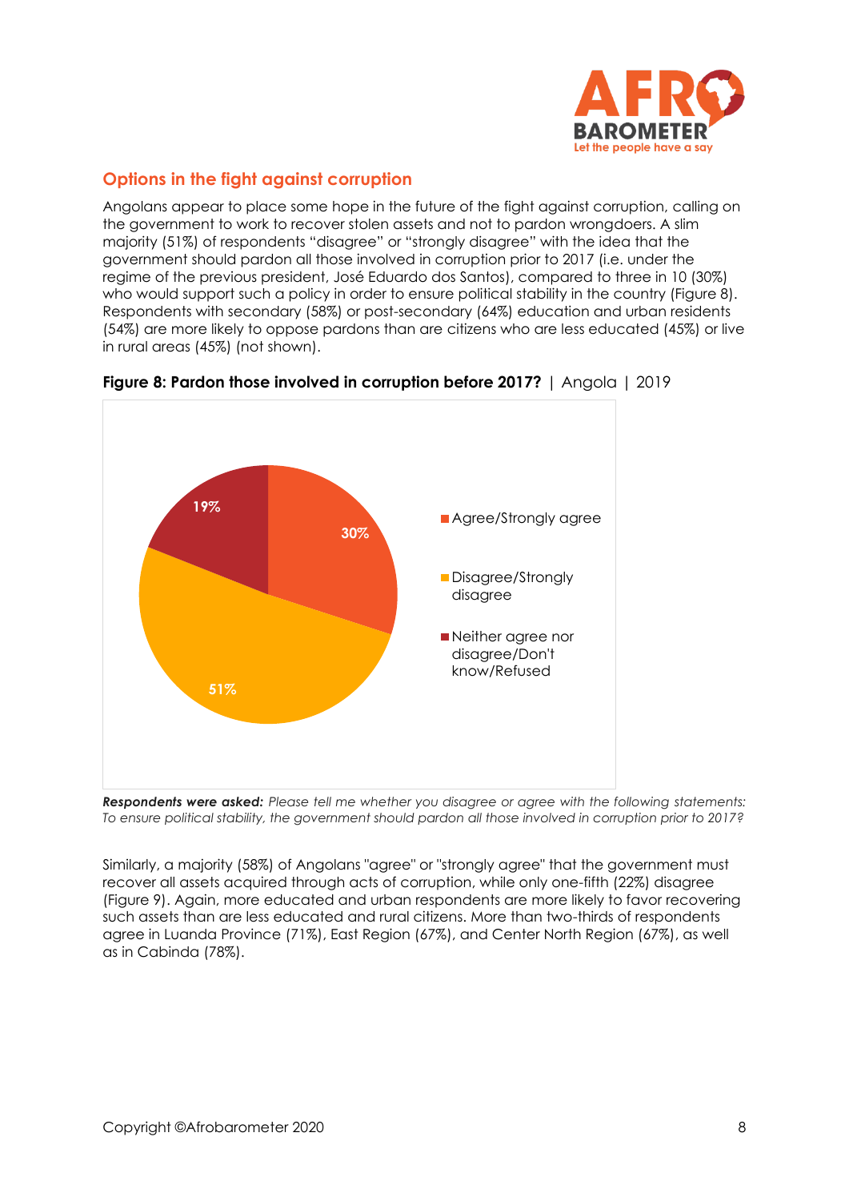## Options in the fight against corruption

Angolans appear to place some hope in the future of the fight against corruption, calling on the government to work to recover stolen assets and not to pardon wrongdoers. A slim majority (51%) of respondents "disagree" or "strongly disagree" with the idea that the government should pardon all those involved in corruption prior to 2017 (i.e. under the regime of the previous president, José Eduardo dos Santos), compared to three in 10 (30%) who would support such a policy in order to ensure political stability in the country (Figure 8). Respondents with secondary (58%) or post-secondary (64%) education and urban residents (54%) are more likely to oppose pardons than are citizens who are less educated (45%) or live in rural areas (45%) (not shown).

**Figure 8: Pardon those involved in corruption before 2017?** | Angola | 2019

| Response | % |
|---|---|
| Agree/Strongly agree | 30% |
| Disagree/Strongly disagree | 51% |
| Neither agree nor disagree/Don't know/Refused | 19% |

***Respondents were asked:*** *Please tell me whether you disagree or agree with the following statements: To ensure political stability, the government should pardon all those involved in corruption prior to 2017?*

Similarly, a majority (58%) of Angolans "agree" or "strongly agree" that the government must recover all assets acquired through acts of corruption, while only one-fifth (22%) disagree (Figure 9). Again, more educated and urban respondents are more likely to favor recovering such assets than are less educated and rural citizens. More than two-thirds of respondents agree in Luanda Province (71%), East Region (67%), and Center North Region (67%), as well as in Cabinda (78%).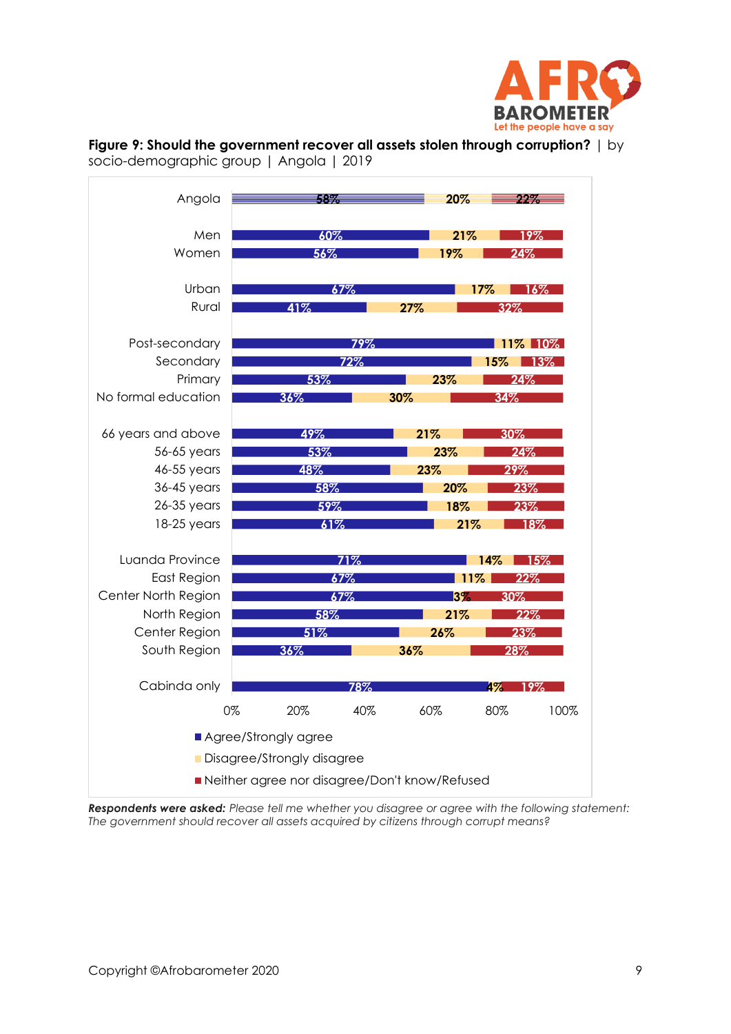**Figure 9: Should the government recover all assets stolen through corruption?** | by socio-demographic group | Angola | 2019

| | Agree/Strongly agree | Disagree/Strongly disagree | Neither agree nor disagree/Don't know/Refused |
|---|---|---|---|
| Angola | 58% | 20% | 22% |
| Men | 60% | 21% | 19% |
| Women | 56% | 19% | 24% |
| Urban | 67% | 17% | 16% |
| Rural | 41% | 27% | 32% |
| Post-secondary | 79% | 11% | 10% |
| Secondary | 72% | 15% | 13% |
| Primary | 53% | 23% | 24% |
| No formal education | 36% | 30% | 34% |
| 66 years and above | 49% | 21% | 30% |
| 56-65 years | 53% | 23% | 24% |
| 46-55 years | 48% | 23% | 29% |
| 36-45 years | 58% | 20% | 23% |
| 26-35 years | 59% | 18% | 23% |
| 18-25 years | 61% | 21% | 18% |
| Luanda Province | 71% | 14% | 15% |
| East Region | 67% | 11% | 22% |
| Center North Region | 67% | 3% | 30% |
| North Region | 58% | 21% | 22% |
| Center Region | 51% | 26% | 23% |
| South Region | 36% | 36% | 28% |
| Cabinda only | 78% | 4% | 19% |

***Respondents were asked:*** *Please tell me whether you disagree or agree with the following statement: The government should recover all assets acquired by citizens through corrupt means?*

Copyright ©Afrobarometer 2020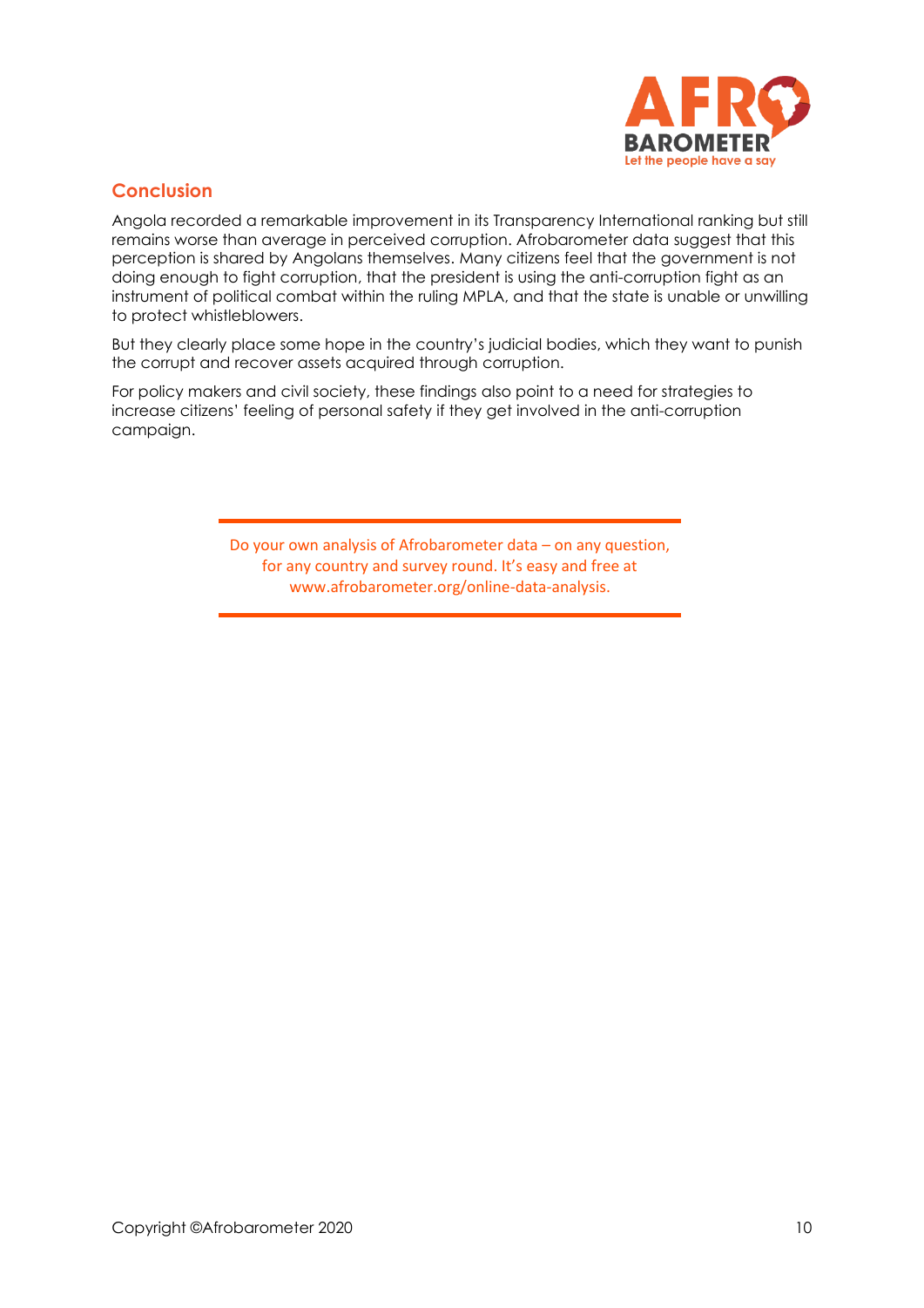## Conclusion

Angola recorded a remarkable improvement in its Transparency International ranking but still remains worse than average in perceived corruption. Afrobarometer data suggest that this perception is shared by Angolans themselves. Many citizens feel that the government is not doing enough to fight corruption, that the president is using the anti-corruption fight as an instrument of political combat within the ruling MPLA, and that the state is unable or unwilling to protect whistleblowers.

But they clearly place some hope in the country's judicial bodies, which they want to punish the corrupt and recover assets acquired through corruption.

For policy makers and civil society, these findings also point to a need for strategies to increase citizens' feeling of personal safety if they get involved in the anti-corruption campaign.

---

Do your own analysis of Afrobarometer data – on any question, for any country and survey round. It's easy and free at www.afrobarometer.org/online-data-analysis.

---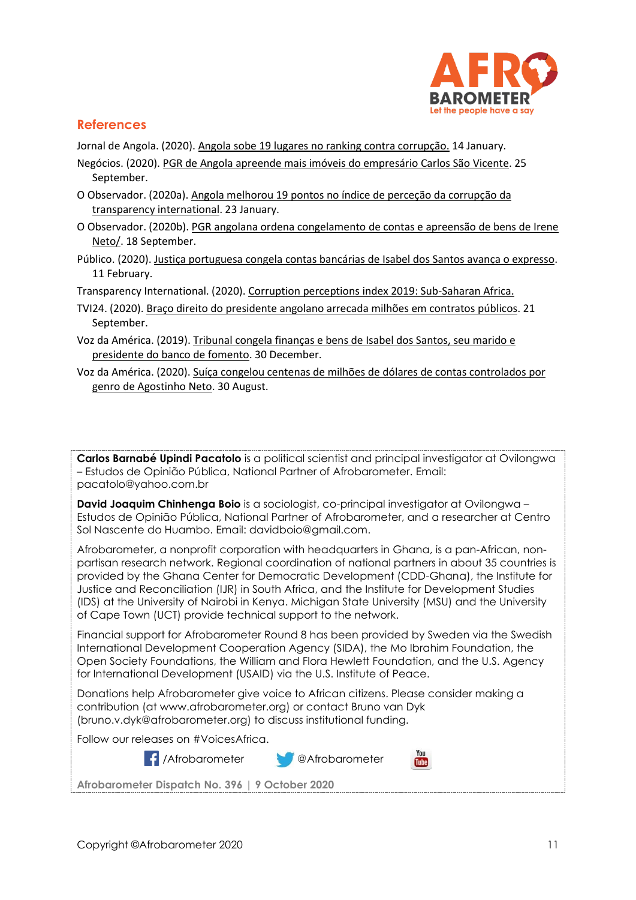## References

Jornal de Angola. (2020). Angola sobe 19 lugares no ranking contra corrupção. 14 January.

Negócios. (2020). PGR de Angola apreende mais imóveis do empresário Carlos São Vicente. 25 September.

O Observador. (2020a). Angola melhorou 19 pontos no índice de perceção da corrupção da transparency international. 23 January.

O Observador. (2020b). PGR angolana ordena congelamento de contas e apreensão de bens de Irene Neto/. 18 September.

Público. (2020). Justiça portuguesa congela contas bancárias de Isabel dos Santos avança o expresso. 11 February.

Transparency International. (2020). Corruption perceptions index 2019: Sub-Saharan Africa.

TVI24. (2020). Braço direito do presidente angolano arrecada milhões em contratos públicos. 21 September.

Voz da América. (2019). Tribunal congela finanças e bens de Isabel dos Santos, seu marido e presidente do banco de fomento. 30 December.

Voz da América. (2020). Suíça congelou centenas de milhões de dólares de contas controlados por genro de Agostinho Neto. 30 August.

**Carlos Barnabé Upindi Pacatolo** is a political scientist and principal investigator at Ovilongwa – Estudos de Opinião Pública, National Partner of Afrobarometer. Email: pacatolo@yahoo.com.br

**David Joaquim Chinhenga Boio** is a sociologist, co-principal investigator at Ovilongwa – Estudos de Opinião Pública, National Partner of Afrobarometer, and a researcher at Centro Sol Nascente do Huambo. Email: davidboio@gmail.com.

Afrobarometer, a nonprofit corporation with headquarters in Ghana, is a pan-African, non-partisan research network. Regional coordination of national partners in about 35 countries is provided by the Ghana Center for Democratic Development (CDD-Ghana), the Institute for Justice and Reconciliation (IJR) in South Africa, and the Institute for Development Studies (IDS) at the University of Nairobi in Kenya. Michigan State University (MSU) and the University of Cape Town (UCT) provide technical support to the network.

Financial support for Afrobarometer Round 8 has been provided by Sweden via the Swedish International Development Cooperation Agency (SIDA), the Mo Ibrahim Foundation, the Open Society Foundations, the William and Flora Hewlett Foundation, and the U.S. Agency for International Development (USAID) via the U.S. Institute of Peace.

Donations help Afrobarometer give voice to African citizens. Please consider making a contribution (at www.afrobarometer.org) or contact Bruno van Dyk (bruno.v.dyk@afrobarometer.org) to discuss institutional funding.

Follow our releases on #VoicesAfrica.

/Afrobarometer @Afrobarometer

**Afrobarometer Dispatch No. 396 | 9 October 2020**

Copyright ©Afrobarometer 2020